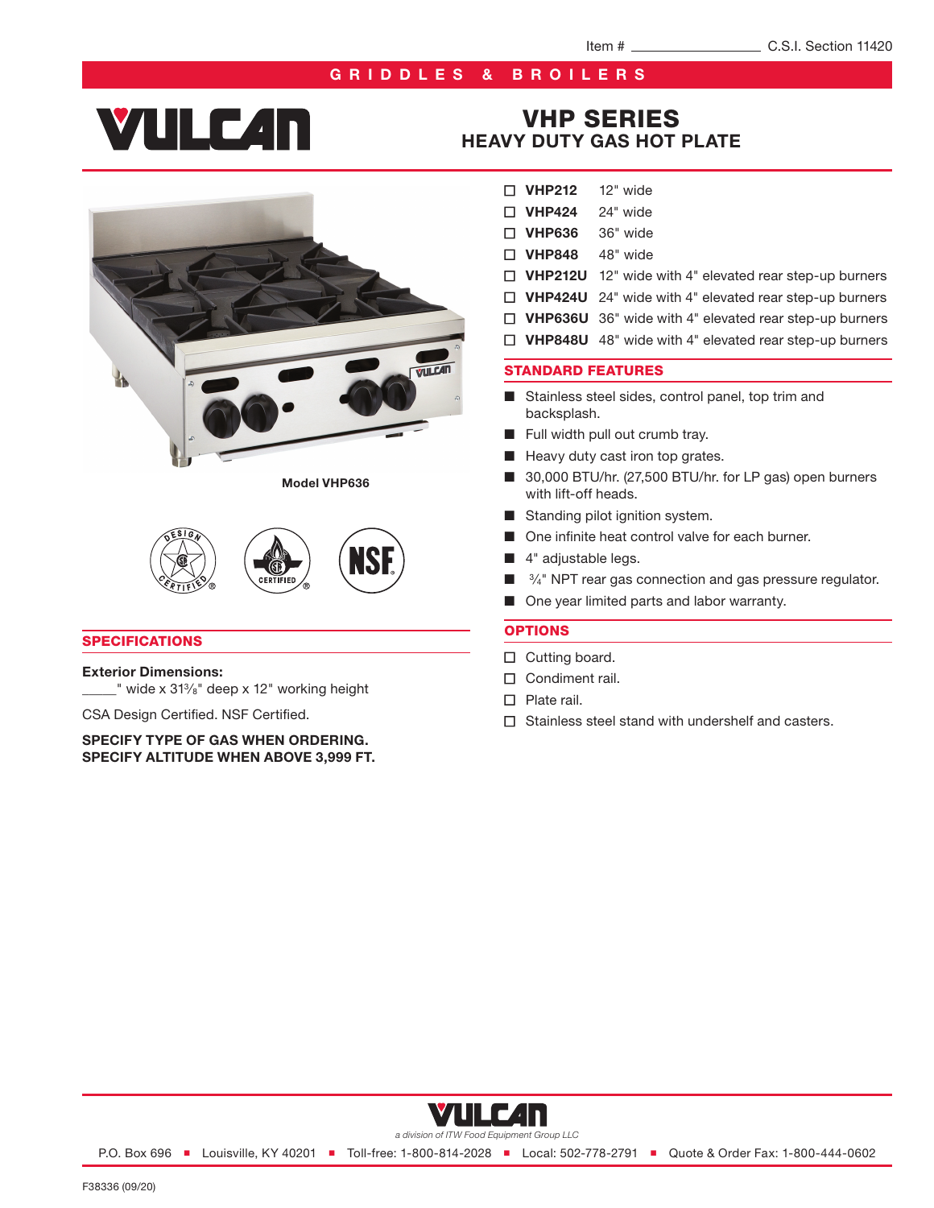Item # ________________ C.S.I. Section 11420

GRIDDLES & BROILERS

VULCAN

# VHP SERIES
## HEAVY DUTY GAS HOT PLATE

- ☐ **VHP212** 12" wide
- ☐ **VHP424** 24" wide
- ☐ **VHP636** 36" wide
- ☐ **VHP848** 48" wide
- ☐ **VHP212U** 12" wide with 4" elevated rear step-up burners
- ☐ **VHP424U** 24" wide with 4" elevated rear step-up burners
- ☐ **VHP636U** 36" wide with 4" elevated rear step-up burners
- ☐ **VHP848U** 48" wide with 4" elevated rear step-up burners

**Model VHP636**

## STANDARD FEATURES

- Stainless steel sides, control panel, top trim and backsplash.
- Full width pull out crumb tray.
- Heavy duty cast iron top grates.
- 30,000 BTU/hr. (27,500 BTU/hr. for LP gas) open burners with lift-off heads.
- Standing pilot ignition system.
- One infinite heat control valve for each burner.
- 4" adjustable legs.
- ¾" NPT rear gas connection and gas pressure regulator.
- One year limited parts and labor warranty.

## OPTIONS

- ☐ Cutting board.
- ☐ Condiment rail.
- ☐ Plate rail.
- ☐ Stainless steel stand with undershelf and casters.

## SPECIFICATIONS

**Exterior Dimensions:**
_____" wide x 31⅜" deep x 12" working height

CSA Design Certified. NSF Certified.

**SPECIFY TYPE OF GAS WHEN ORDERING.**
**SPECIFY ALTITUDE WHEN ABOVE 3,999 FT.**

VULCAN
*a division of ITW Food Equipment Group LLC*

P.O. Box 696 ■ Louisville, KY 40201 ■ Toll-free: 1-800-814-2028 ■ Local: 502-778-2791 ■ Quote & Order Fax: 1-800-444-0602

F38336 (09/20)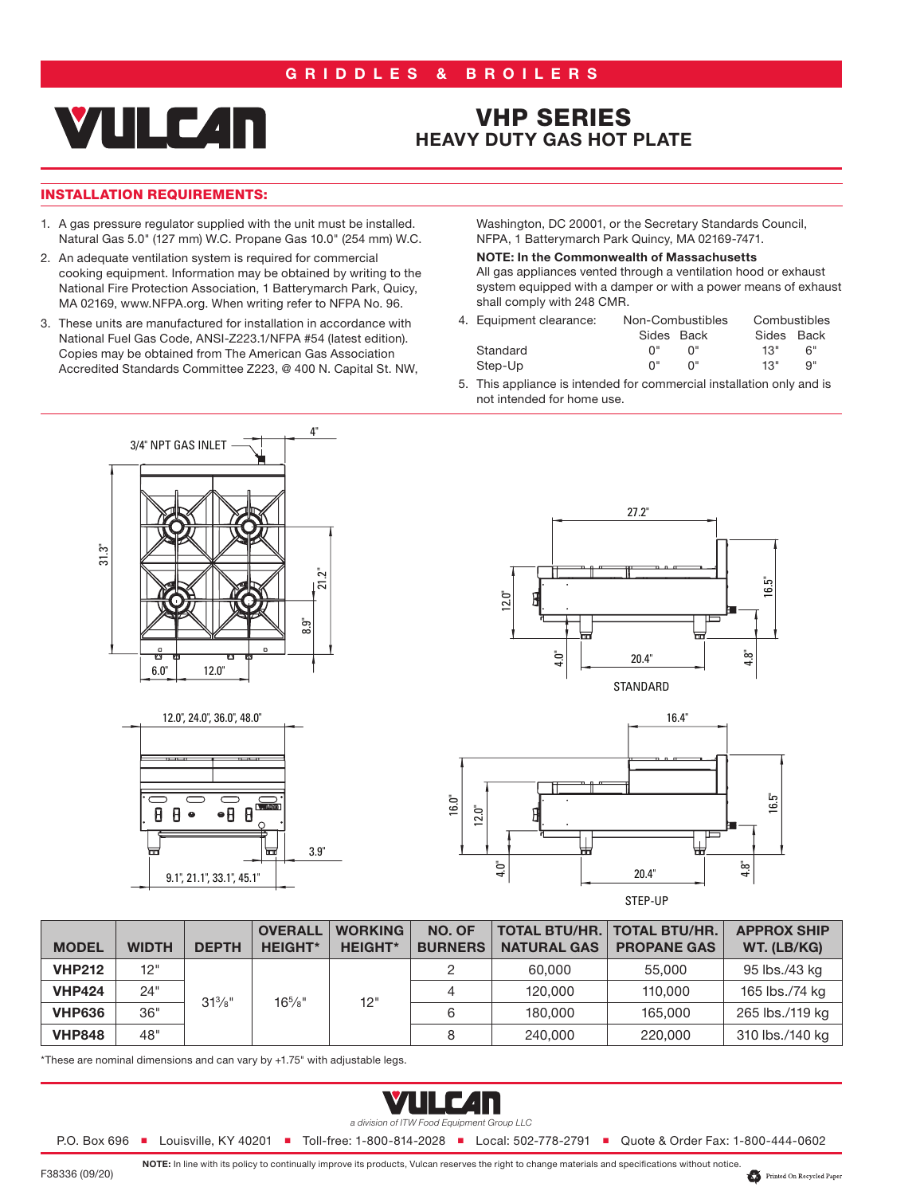GRIDDLES & BROILERS

# VULCAN

## VHP SERIES
### HEAVY DUTY GAS HOT PLATE

## INSTALLATION REQUIREMENTS:

1. A gas pressure regulator supplied with the unit must be installed. Natural Gas 5.0" (127 mm) W.C. Propane Gas 10.0" (254 mm) W.C.
2. An adequate ventilation system is required for commercial cooking equipment. Information may be obtained by writing to the National Fire Protection Association, 1 Batterymarch Park, Quicy, MA 02169, www.NFPA.org. When writing refer to NFPA No. 96.
3. These units are manufactured for installation in accordance with National Fuel Gas Code, ANSI-Z223.1/NFPA #54 (latest edition). Copies may be obtained from The American Gas Association Accredited Standards Committee Z223, @ 400 N. Capital St. NW, Washington, DC 20001, or the Secretary Standards Council, NFPA, 1 Batterymarch Park Quincy, MA 02169-7471.

**NOTE: In the Commonwealth of Massachusetts**
All gas appliances vented through a ventilation hood or exhaust system equipped with a damper or with a power means of exhaust shall comply with 248 CMR.

4. Equipment clearance:

| Equipment clearance: | Non-Combustibles | | Combustibles | |
|---|---|---|---|---|
| | Sides | Back | Sides | Back |
| Standard | 0" | 0" | 13" | 6" |
| Step-Up | 0" | 0" | 13" | 9" |

5. This appliance is intended for commercial installation only and is not intended for home use.

3/4" NPT GAS INLET
4"
31.3"
21.2"
8.9"
6.0"
12.0"

27.2"
12.0"
16.5"
4.0"
20.4"
4.8"
STANDARD

12.0", 24.0", 36.0", 48.0"
3.9"
9.1", 21.1", 33.1", 45.1"

16.4"
16.0"
12.0"
16.5"
4.0"
20.4"
4.8"
STEP-UP

| MODEL | WIDTH | DEPTH | OVERALL HEIGHT* | WORKING HEIGHT* | NO. OF BURNERS | TOTAL BTU/HR. NATURAL GAS | TOTAL BTU/HR. PROPANE GAS | APPROX SHIP WT. (LB/KG) |
|---|---|---|---|---|---|---|---|---|
| VHP212 | 12" | 31³⁄₈" | 16⁵⁄₈" | 12" | 2 | 60,000 | 55,000 | 95 lbs./43 kg |
| VHP424 | 24" | | | | 4 | 120,000 | 110,000 | 165 lbs./74 kg |
| VHP636 | 36" | | | | 6 | 180,000 | 165,000 | 265 lbs./119 kg |
| VHP848 | 48" | | | | 8 | 240,000 | 220,000 | 310 lbs./140 kg |

*These are nominal dimensions and can vary by +1.75" with adjustable legs.

VULCAN
*a division of ITW Food Equipment Group LLC*

P.O. Box 696 ■ Louisville, KY 40201 ■ Toll-free: 1-800-814-2028 ■ Local: 502-778-2791 ■ Quote & Order Fax: 1-800-444-0602

**NOTE:** In line with its policy to continually improve its products, Vulcan reserves the right to change materials and specifications without notice.

F38336 (09/20)

Printed On Recycled Paper